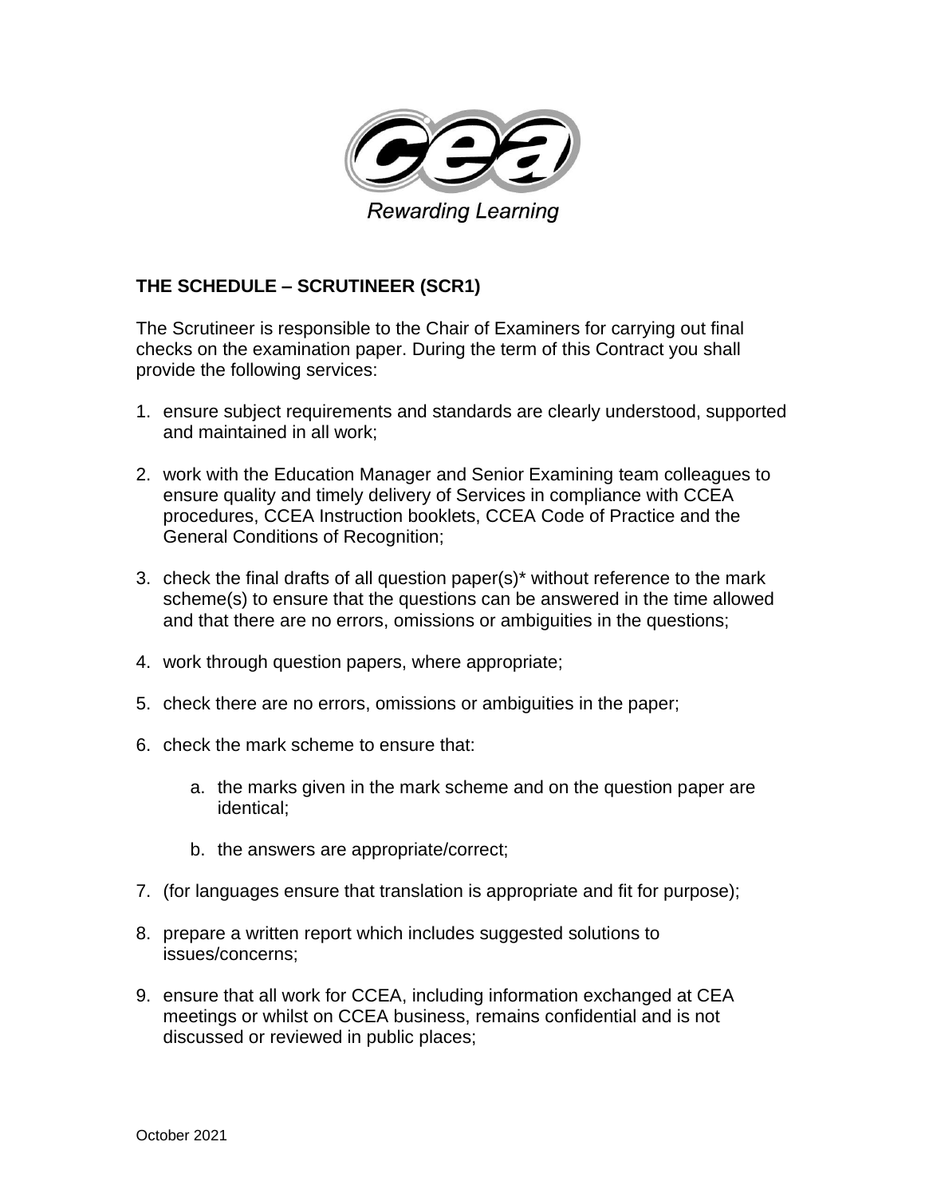Rewarding Learning

**THE SCHEDULE – SCRUTINEER (SCR1)**

The Scrutineer is responsible to the Chair of Examiners for carrying out final checks on the examination paper. During the term of this Contract you shall provide the following services:

1. ensure subject requirements and standards are clearly understood, supported and maintained in all work;

2. work with the Education Manager and Senior Examining team colleagues to ensure quality and timely delivery of Services in compliance with CCEA procedures, CCEA Instruction booklets, CCEA Code of Practice and the General Conditions of Recognition;

3. check the final drafts of all question paper(s)* without reference to the mark scheme(s) to ensure that the questions can be answered in the time allowed and that there are no errors, omissions or ambiguities in the questions;

4. work through question papers, where appropriate;

5. check there are no errors, omissions or ambiguities in the paper;

6. check the mark scheme to ensure that:

    a. the marks given in the mark scheme and on the question paper are identical;

    b. the answers are appropriate/correct;

7. (for languages ensure that translation is appropriate and fit for purpose);

8. prepare a written report which includes suggested solutions to issues/concerns;

9. ensure that all work for CCEA, including information exchanged at CEA meetings or whilst on CCEA business, remains confidential and is not discussed or reviewed in public places;

October 2021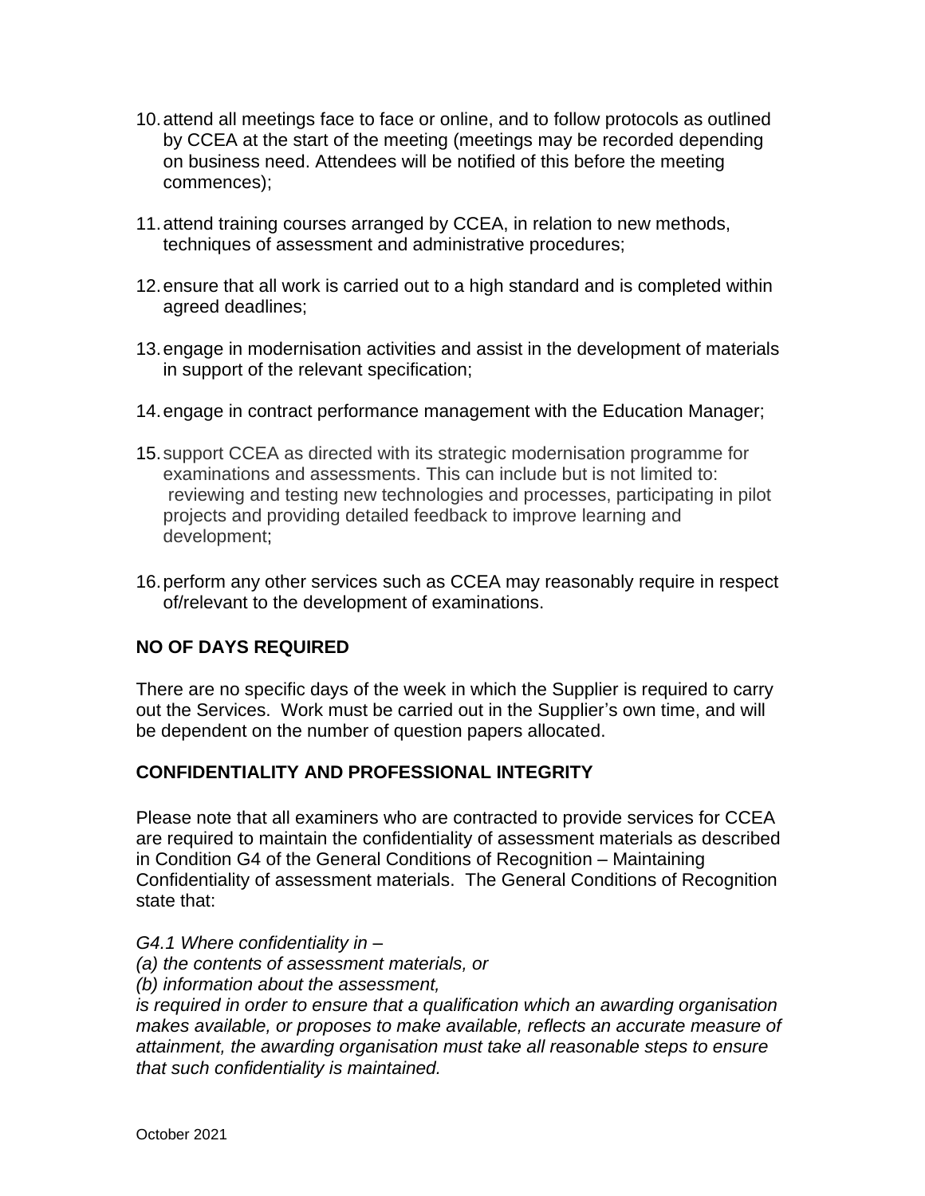10. attend all meetings face to face or online, and to follow protocols as outlined by CCEA at the start of the meeting (meetings may be recorded depending on business need. Attendees will be notified of this before the meeting commences);

11. attend training courses arranged by CCEA, in relation to new methods, techniques of assessment and administrative procedures;

12. ensure that all work is carried out to a high standard and is completed within agreed deadlines;

13. engage in modernisation activities and assist in the development of materials in support of the relevant specification;

14. engage in contract performance management with the Education Manager;

15. support CCEA as directed with its strategic modernisation programme for examinations and assessments. This can include but is not limited to: reviewing and testing new technologies and processes, participating in pilot projects and providing detailed feedback to improve learning and development;

16. perform any other services such as CCEA may reasonably require in respect of/relevant to the development of examinations.

**NO OF DAYS REQUIRED**

There are no specific days of the week in which the Supplier is required to carry out the Services. Work must be carried out in the Supplier's own time, and will be dependent on the number of question papers allocated.

**CONFIDENTIALITY AND PROFESSIONAL INTEGRITY**

Please note that all examiners who are contracted to provide services for CCEA are required to maintain the confidentiality of assessment materials as described in Condition G4 of the General Conditions of Recognition – Maintaining Confidentiality of assessment materials. The General Conditions of Recognition state that:

*G4.1 Where confidentiality in –*
*(a) the contents of assessment materials, or*
*(b) information about the assessment,*
*is required in order to ensure that a qualification which an awarding organisation makes available, or proposes to make available, reflects an accurate measure of attainment, the awarding organisation must take all reasonable steps to ensure that such confidentiality is maintained.*

October 2021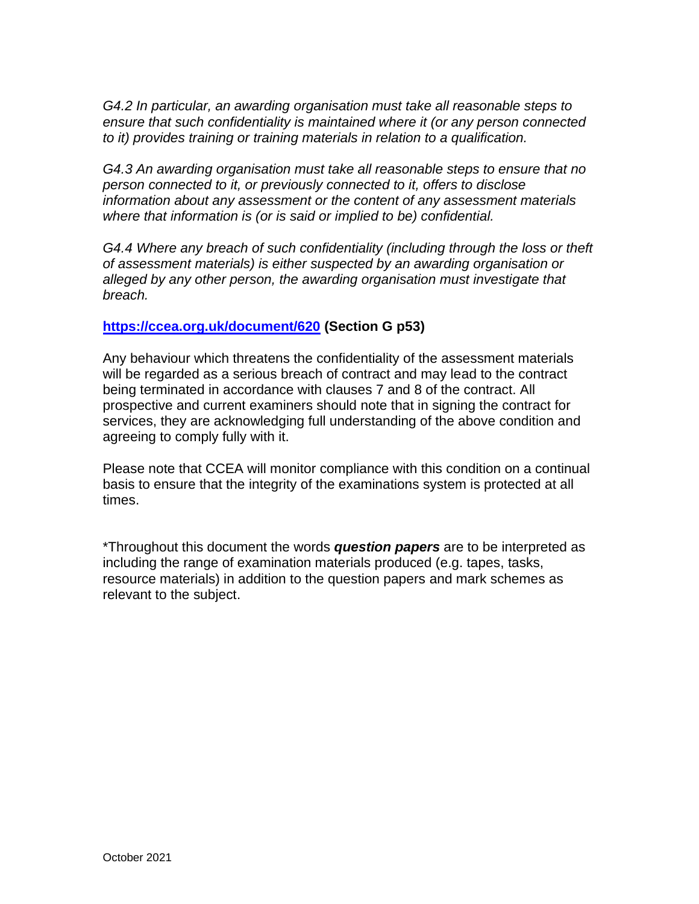*G4.2 In particular, an awarding organisation must take all reasonable steps to ensure that such confidentiality is maintained where it (or any person connected to it) provides training or training materials in relation to a qualification.*

*G4.3 An awarding organisation must take all reasonable steps to ensure that no person connected to it, or previously connected to it, offers to disclose information about any assessment or the content of any assessment materials where that information is (or is said or implied to be) confidential.*

*G4.4 Where any breach of such confidentiality (including through the loss or theft of assessment materials) is either suspected by an awarding organisation or alleged by any other person, the awarding organisation must investigate that breach.*

**[https://ccea.org.uk/document/620](https://ccea.org.uk/document/620) (Section G p53)**

Any behaviour which threatens the confidentiality of the assessment materials will be regarded as a serious breach of contract and may lead to the contract being terminated in accordance with clauses 7 and 8 of the contract. All prospective and current examiners should note that in signing the contract for services, they are acknowledging full understanding of the above condition and agreeing to comply fully with it.

Please note that CCEA will monitor compliance with this condition on a continual basis to ensure that the integrity of the examinations system is protected at all times.

*Throughout this document the words ***question papers*** are to be interpreted as including the range of examination materials produced (e.g. tapes, tasks, resource materials) in addition to the question papers and mark schemes as relevant to the subject.

October 2021